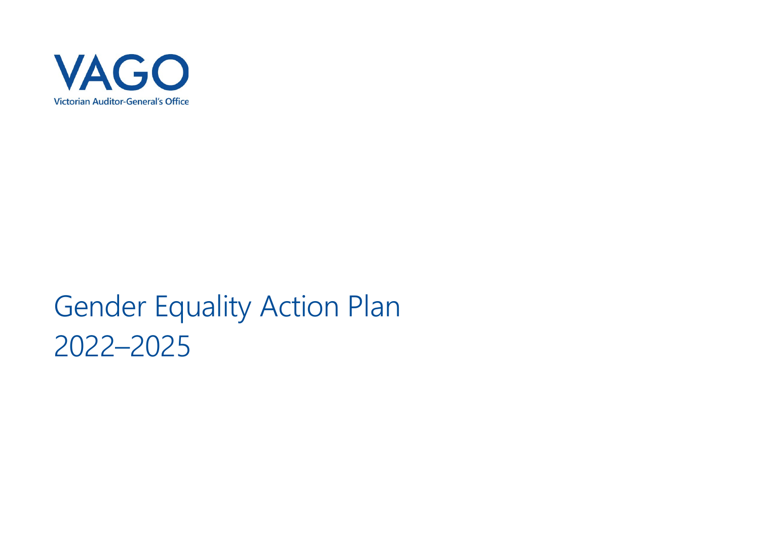VAGO

Victorian Auditor-General's Office

# Gender Equality Action Plan 2022–2025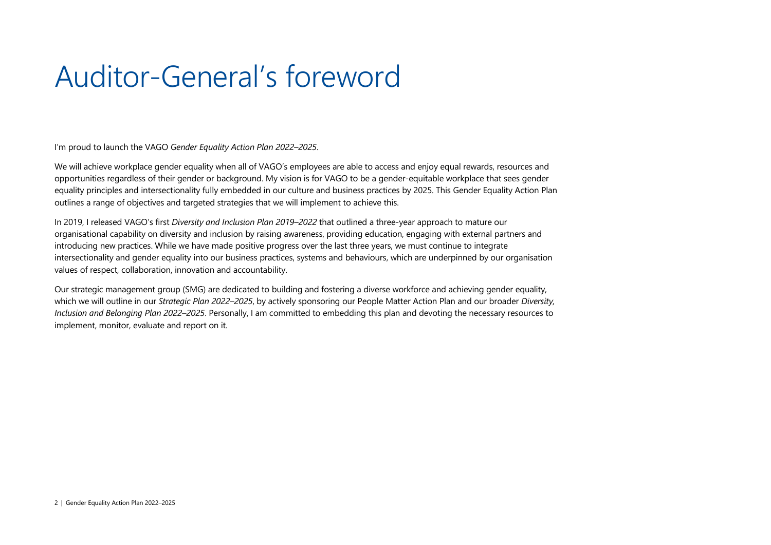# Auditor-General's foreword

I'm proud to launch the VAGO *Gender Equality Action Plan 2022–2025*.

We will achieve workplace gender equality when all of VAGO's employees are able to access and enjoy equal rewards, resources and opportunities regardless of their gender or background. My vision is for VAGO to be a gender-equitable workplace that sees gender equality principles and intersectionality fully embedded in our culture and business practices by 2025. This Gender Equality Action Plan outlines a range of objectives and targeted strategies that we will implement to achieve this.

In 2019, I released VAGO's first *Diversity and Inclusion Plan 2019–2022* that outlined a three-year approach to mature our organisational capability on diversity and inclusion by raising awareness, providing education, engaging with external partners and introducing new practices. While we have made positive progress over the last three years, we must continue to integrate intersectionality and gender equality into our business practices, systems and behaviours, which are underpinned by our organisation values of respect, collaboration, innovation and accountability.

Our strategic management group (SMG) are dedicated to building and fostering a diverse workforce and achieving gender equality, which we will outline in our *Strategic Plan 2022–2025*, by actively sponsoring our People Matter Action Plan and our broader *Diversity, Inclusion and Belonging Plan 2022–2025*. Personally, I am committed to embedding this plan and devoting the necessary resources to implement, monitor, evaluate and report on it.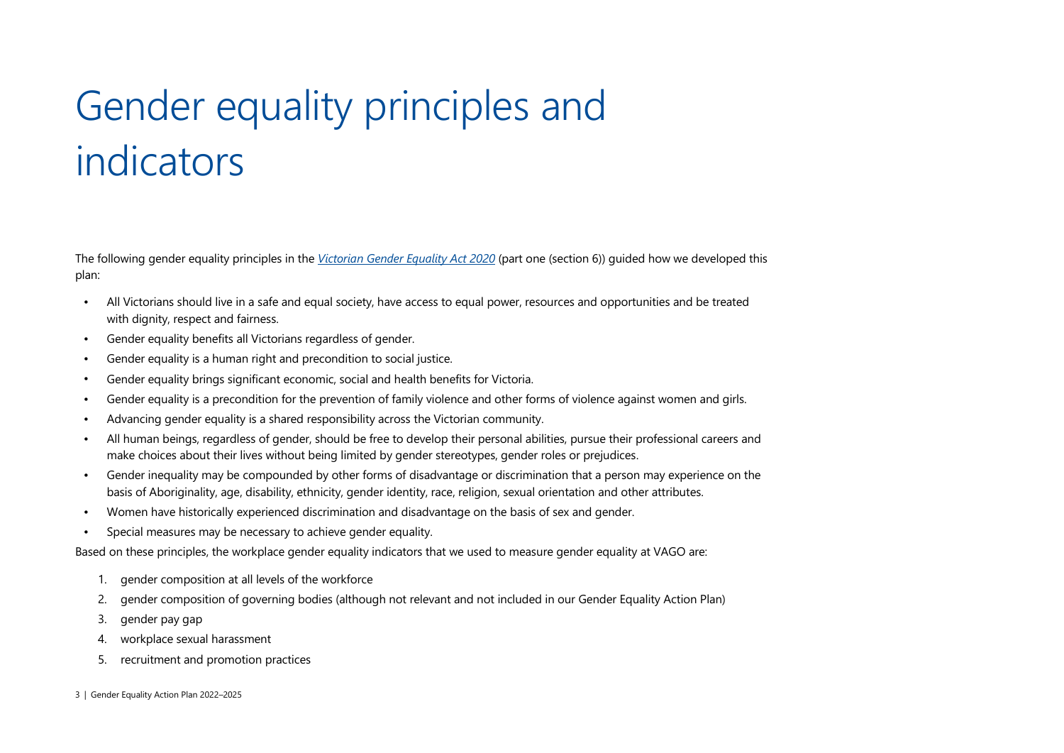# Gender equality principles and indicators

The following gender equality principles in the *[Victorian Gender Equality Act 2020]()* (part one (section 6)) guided how we developed this plan:

- All Victorians should live in a safe and equal society, have access to equal power, resources and opportunities and be treated with dignity, respect and fairness.
- Gender equality benefits all Victorians regardless of gender.
- Gender equality is a human right and precondition to social justice.
- Gender equality brings significant economic, social and health benefits for Victoria.
- Gender equality is a precondition for the prevention of family violence and other forms of violence against women and girls.
- Advancing gender equality is a shared responsibility across the Victorian community.
- All human beings, regardless of gender, should be free to develop their personal abilities, pursue their professional careers and make choices about their lives without being limited by gender stereotypes, gender roles or prejudices.
- Gender inequality may be compounded by other forms of disadvantage or discrimination that a person may experience on the basis of Aboriginality, age, disability, ethnicity, gender identity, race, religion, sexual orientation and other attributes.
- Women have historically experienced discrimination and disadvantage on the basis of sex and gender.
- Special measures may be necessary to achieve gender equality.

Based on these principles, the workplace gender equality indicators that we used to measure gender equality at VAGO are:

1. gender composition at all levels of the workforce
2. gender composition of governing bodies (although not relevant and not included in our Gender Equality Action Plan)
3. gender pay gap
4. workplace sexual harassment
5. recruitment and promotion practices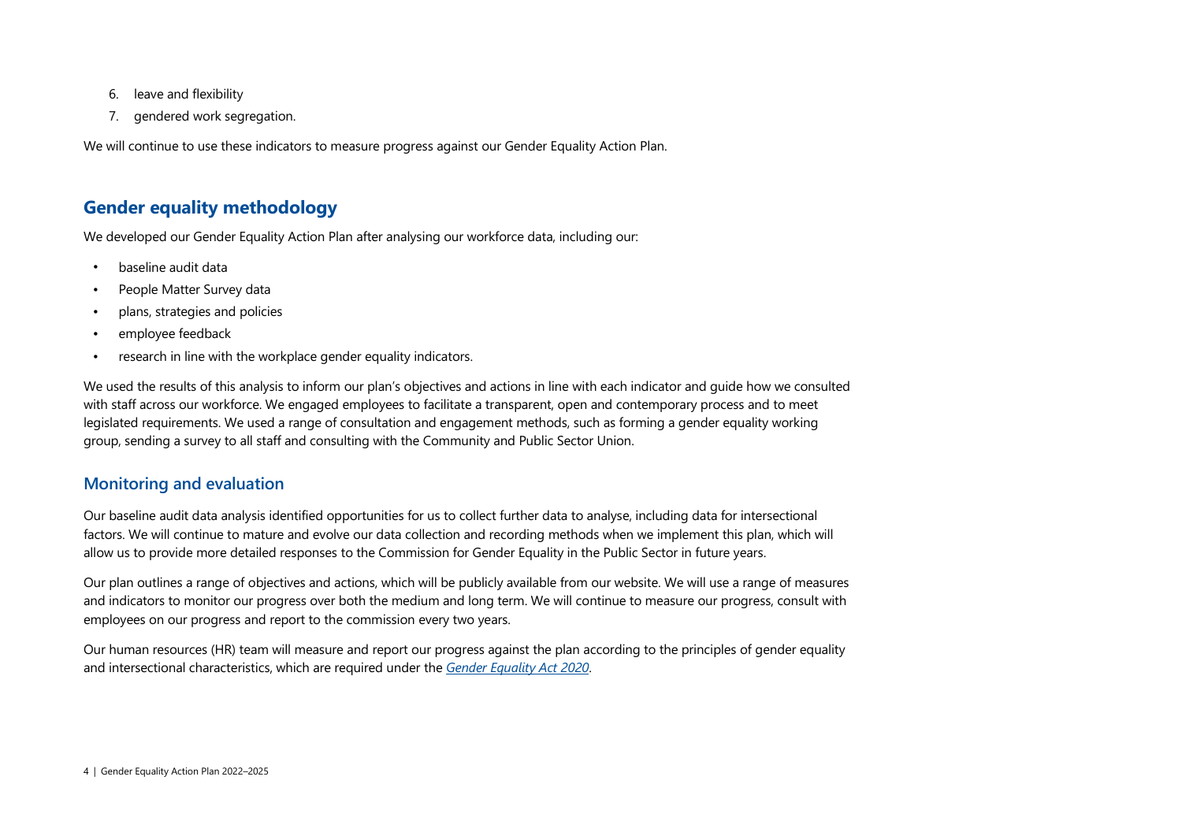6. leave and flexibility
7. gendered work segregation.

We will continue to use these indicators to measure progress against our Gender Equality Action Plan.

## Gender equality methodology

We developed our Gender Equality Action Plan after analysing our workforce data, including our:

- baseline audit data
- People Matter Survey data
- plans, strategies and policies
- employee feedback
- research in line with the workplace gender equality indicators.

We used the results of this analysis to inform our plan's objectives and actions in line with each indicator and guide how we consulted with staff across our workforce. We engaged employees to facilitate a transparent, open and contemporary process and to meet legislated requirements. We used a range of consultation and engagement methods, such as forming a gender equality working group, sending a survey to all staff and consulting with the Community and Public Sector Union.

### Monitoring and evaluation

Our baseline audit data analysis identified opportunities for us to collect further data to analyse, including data for intersectional factors. We will continue to mature and evolve our data collection and recording methods when we implement this plan, which will allow us to provide more detailed responses to the Commission for Gender Equality in the Public Sector in future years.

Our plan outlines a range of objectives and actions, which will be publicly available from our website. We will use a range of measures and indicators to monitor our progress over both the medium and long term. We will continue to measure our progress, consult with employees on our progress and report to the commission every two years.

Our human resources (HR) team will measure and report our progress against the plan according to the principles of gender equality and intersectional characteristics, which are required under the *Gender Equality Act 2020*.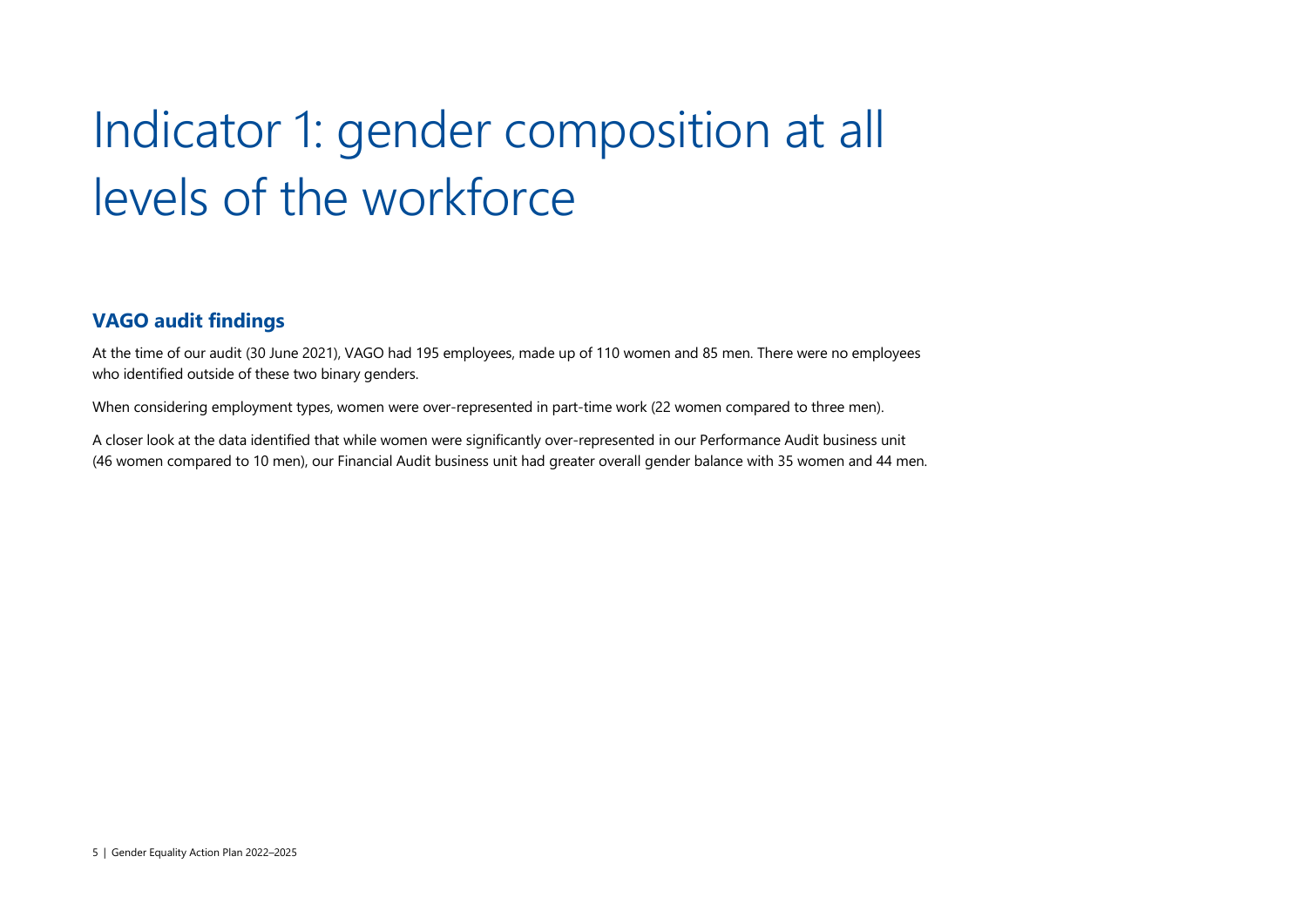# Indicator 1: gender composition at all levels of the workforce

## VAGO audit findings

At the time of our audit (30 June 2021), VAGO had 195 employees, made up of 110 women and 85 men. There were no employees who identified outside of these two binary genders.

When considering employment types, women were over-represented in part-time work (22 women compared to three men).

A closer look at the data identified that while women were significantly over-represented in our Performance Audit business unit (46 women compared to 10 men), our Financial Audit business unit had greater overall gender balance with 35 women and 44 men.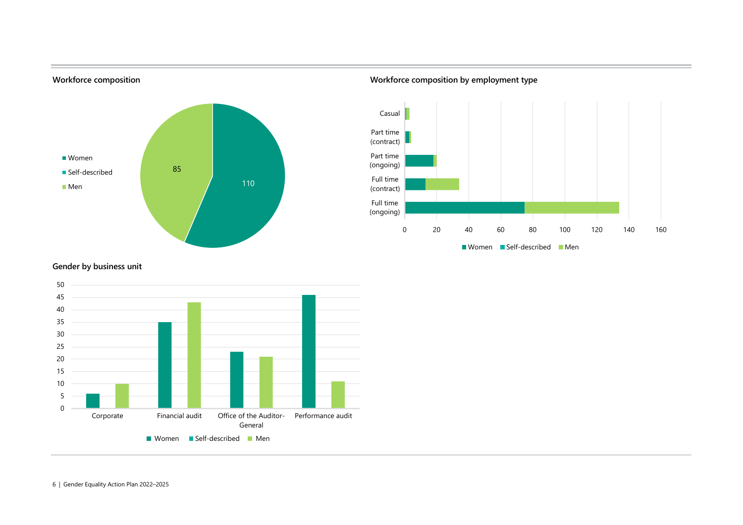### Workforce composition

- Women: 110
- Self-described
- Men: 85

### Workforce composition by employment type

Casual; Part time (contract); Part time (ongoing); Full time (contract); Full time (ongoing)

0 20 40 60 80 100 120 140 160

Women | Self-described | Men

### Gender by business unit

Corporate; Financial audit; Office of the Auditor-General; Performance audit

0 5 10 15 20 25 30 35 40 45 50

Women | Self-described | Men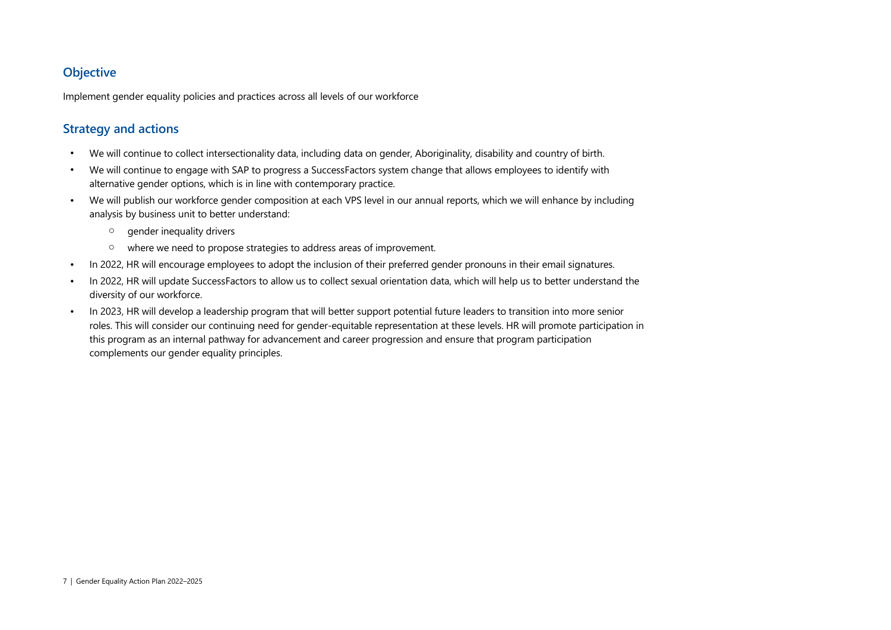## Objective

Implement gender equality policies and practices across all levels of our workforce

## Strategy and actions

- We will continue to collect intersectionality data, including data on gender, Aboriginality, disability and country of birth.
- We will continue to engage with SAP to progress a SuccessFactors system change that allows employees to identify with alternative gender options, which is in line with contemporary practice.
- We will publish our workforce gender composition at each VPS level in our annual reports, which we will enhance by including analysis by business unit to better understand:
  - gender inequality drivers
  - where we need to propose strategies to address areas of improvement.
- In 2022, HR will encourage employees to adopt the inclusion of their preferred gender pronouns in their email signatures.
- In 2022, HR will update SuccessFactors to allow us to collect sexual orientation data, which will help us to better understand the diversity of our workforce.
- In 2023, HR will develop a leadership program that will better support potential future leaders to transition into more senior roles. This will consider our continuing need for gender-equitable representation at these levels. HR will promote participation in this program as an internal pathway for advancement and career progression and ensure that program participation complements our gender equality principles.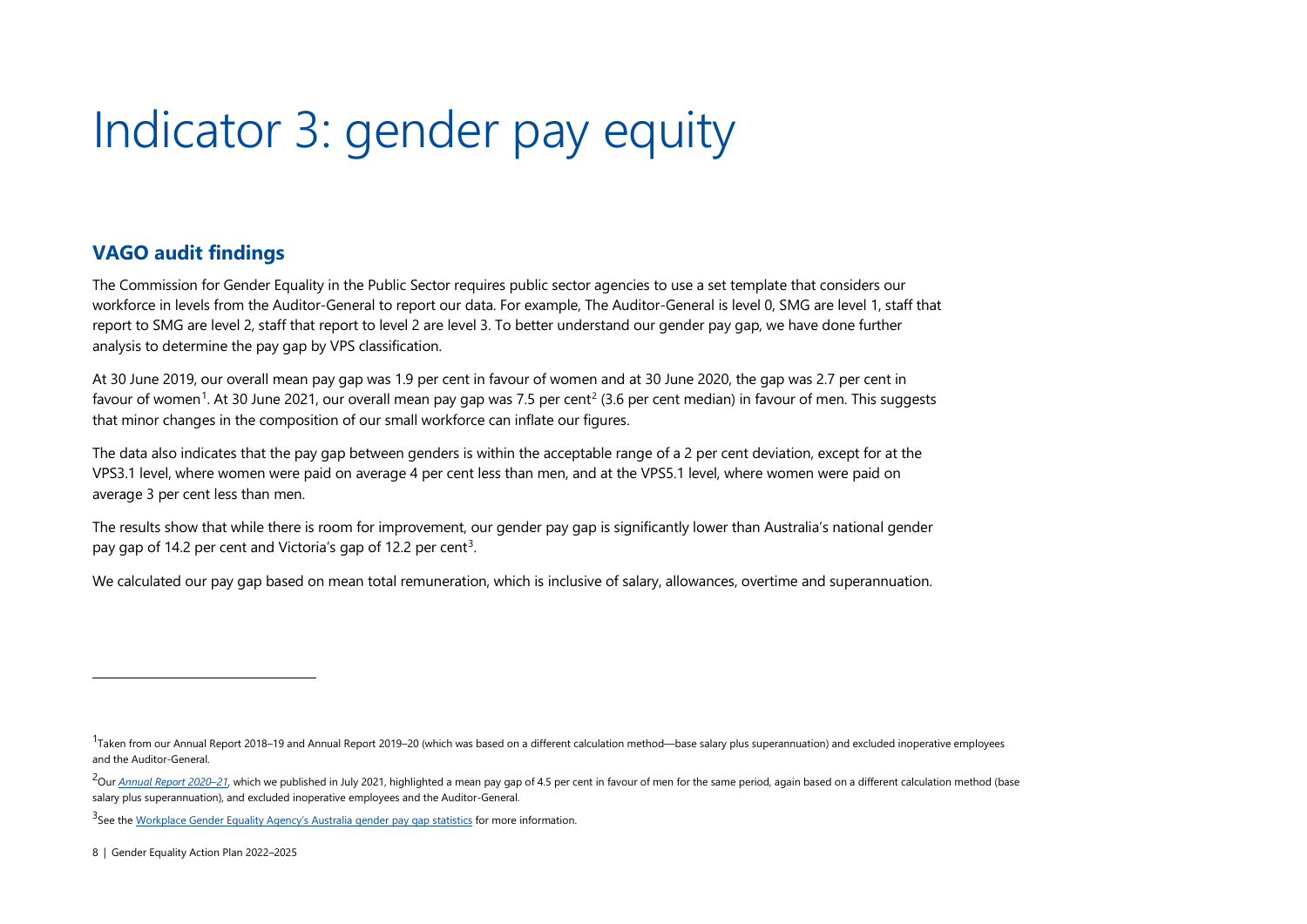# Indicator 3: gender pay equity

## VAGO audit findings

The Commission for Gender Equality in the Public Sector requires public sector agencies to use a set template that considers our workforce in levels from the Auditor-General to report our data. For example, The Auditor-General is level 0, SMG are level 1, staff that report to SMG are level 2, staff that report to level 2 are level 3. To better understand our gender pay gap, we have done further analysis to determine the pay gap by VPS classification.

At 30 June 2019, our overall mean pay gap was 1.9 per cent in favour of women and at 30 June 2020, the gap was 2.7 per cent in favour of women[1]. At 30 June 2021, our overall mean pay gap was 7.5 per cent[2] (3.6 per cent median) in favour of men. This suggests that minor changes in the composition of our small workforce can inflate our figures.

The data also indicates that the pay gap between genders is within the acceptable range of a 2 per cent deviation, except for at the VPS3.1 level, where women were paid on average 4 per cent less than men, and at the VPS5.1 level, where women were paid on average 3 per cent less than men.

The results show that while there is room for improvement, our gender pay gap is significantly lower than Australia's national gender pay gap of 14.2 per cent and Victoria's gap of 12.2 per cent[3].

We calculated our pay gap based on mean total remuneration, which is inclusive of salary, allowances, overtime and superannuation.

---

[1] Taken from our Annual Report 2018–19 and Annual Report 2019–20 (which was based on a different calculation method—base salary plus superannuation) and excluded inoperative employees and the Auditor-General.

[2] Our *Annual Report 2020–21*, which we published in July 2021, highlighted a mean pay gap of 4.5 per cent in favour of men for the same period, again based on a different calculation method (base salary plus superannuation), and excluded inoperative employees and the Auditor-General.

[3] See the Workplace Gender Equality Agency's Australia gender pay gap statistics for more information.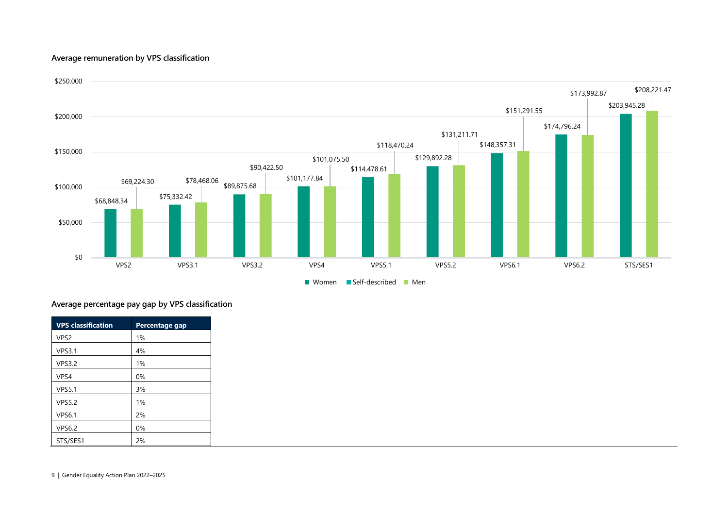### Average remuneration by VPS classification

| VPS classification | Women | Self-described | Men |
|---|---|---|---|
| VPS2 | $68,848.34 | | $69,224.30 |
| VPS3.1 | $75,332.42 | | $78,468.06 |
| VPS3.2 | $89,875.68 | | $90,422.50 |
| VPS4 | $101,177.84 | | $101,075.50 |
| VPS5.1 | $114,478.61 | | $118,470.24 |
| VPS5.2 | $129,892.28 | | $131,211.71 |
| VPS6.1 | $148,357.31 | | $151,291.55 |
| VPS6.2 | $174,796.24 | | $173,992.87 |
| STS/SES1 | $203,945.28 | | $208,221.47 |

### Average percentage pay gap by VPS classification

| VPS classification | Percentage gap |
|---|---|
| VPS2 | 1% |
| VPS3.1 | 4% |
| VPS3.2 | 1% |
| VPS4 | 0% |
| VPS5.1 | 3% |
| VPS5.2 | 1% |
| VPS6.1 | 2% |
| VPS6.2 | 0% |
| STS/SES1 | 2% |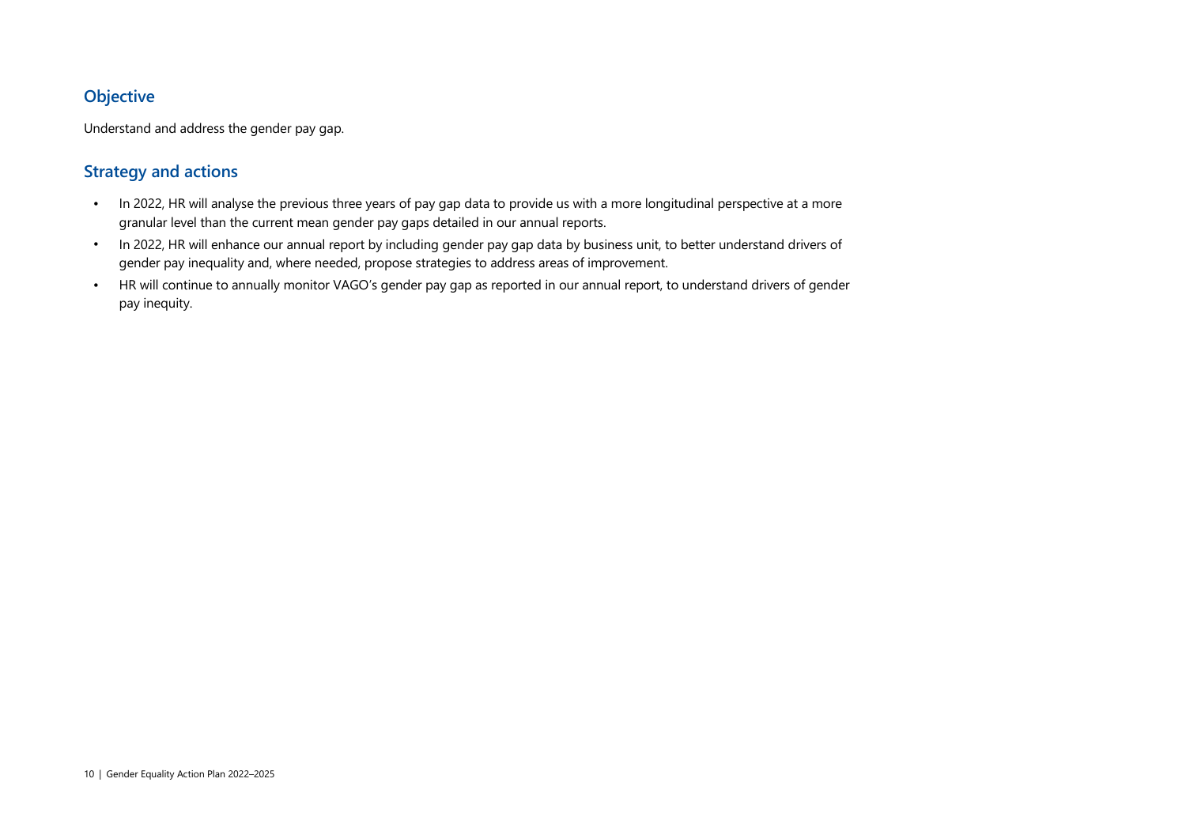## Objective

Understand and address the gender pay gap.

## Strategy and actions

- In 2022, HR will analyse the previous three years of pay gap data to provide us with a more longitudinal perspective at a more granular level than the current mean gender pay gaps detailed in our annual reports.
- In 2022, HR will enhance our annual report by including gender pay gap data by business unit, to better understand drivers of gender pay inequality and, where needed, propose strategies to address areas of improvement.
- HR will continue to annually monitor VAGO's gender pay gap as reported in our annual report, to understand drivers of gender pay inequity.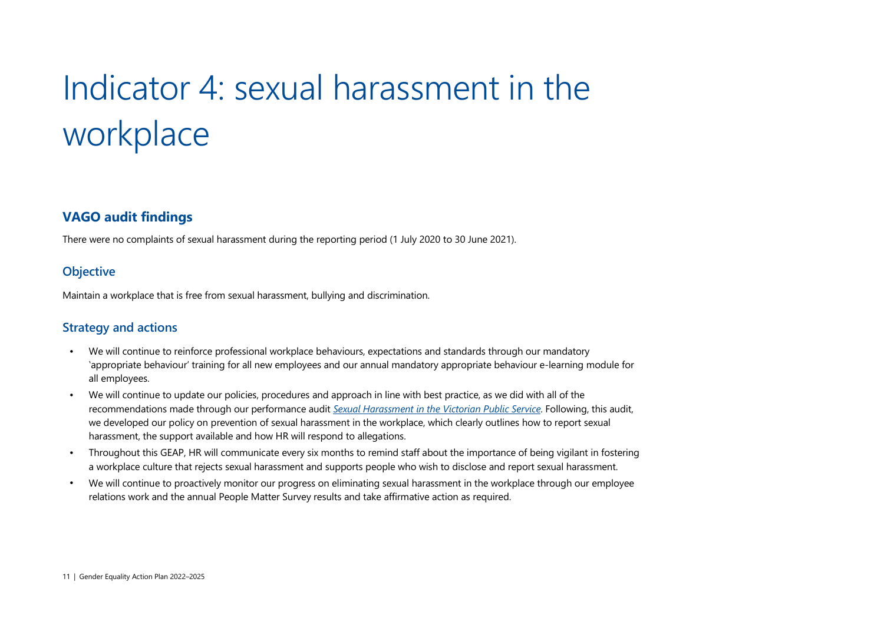# Indicator 4: sexual harassment in the workplace

## VAGO audit findings

There were no complaints of sexual harassment during the reporting period (1 July 2020 to 30 June 2021).

### Objective

Maintain a workplace that is free from sexual harassment, bullying and discrimination.

### Strategy and actions

- We will continue to reinforce professional workplace behaviours, expectations and standards through our mandatory 'appropriate behaviour' training for all new employees and our annual mandatory appropriate behaviour e-learning module for all employees.
- We will continue to update our policies, procedures and approach in line with best practice, as we did with all of the recommendations made through our performance audit *Sexual Harassment in the Victorian Public Service*. Following, this audit, we developed our policy on prevention of sexual harassment in the workplace, which clearly outlines how to report sexual harassment, the support available and how HR will respond to allegations.
- Throughout this GEAP, HR will communicate every six months to remind staff about the importance of being vigilant in fostering a workplace culture that rejects sexual harassment and supports people who wish to disclose and report sexual harassment.
- We will continue to proactively monitor our progress on eliminating sexual harassment in the workplace through our employee relations work and the annual People Matter Survey results and take affirmative action as required.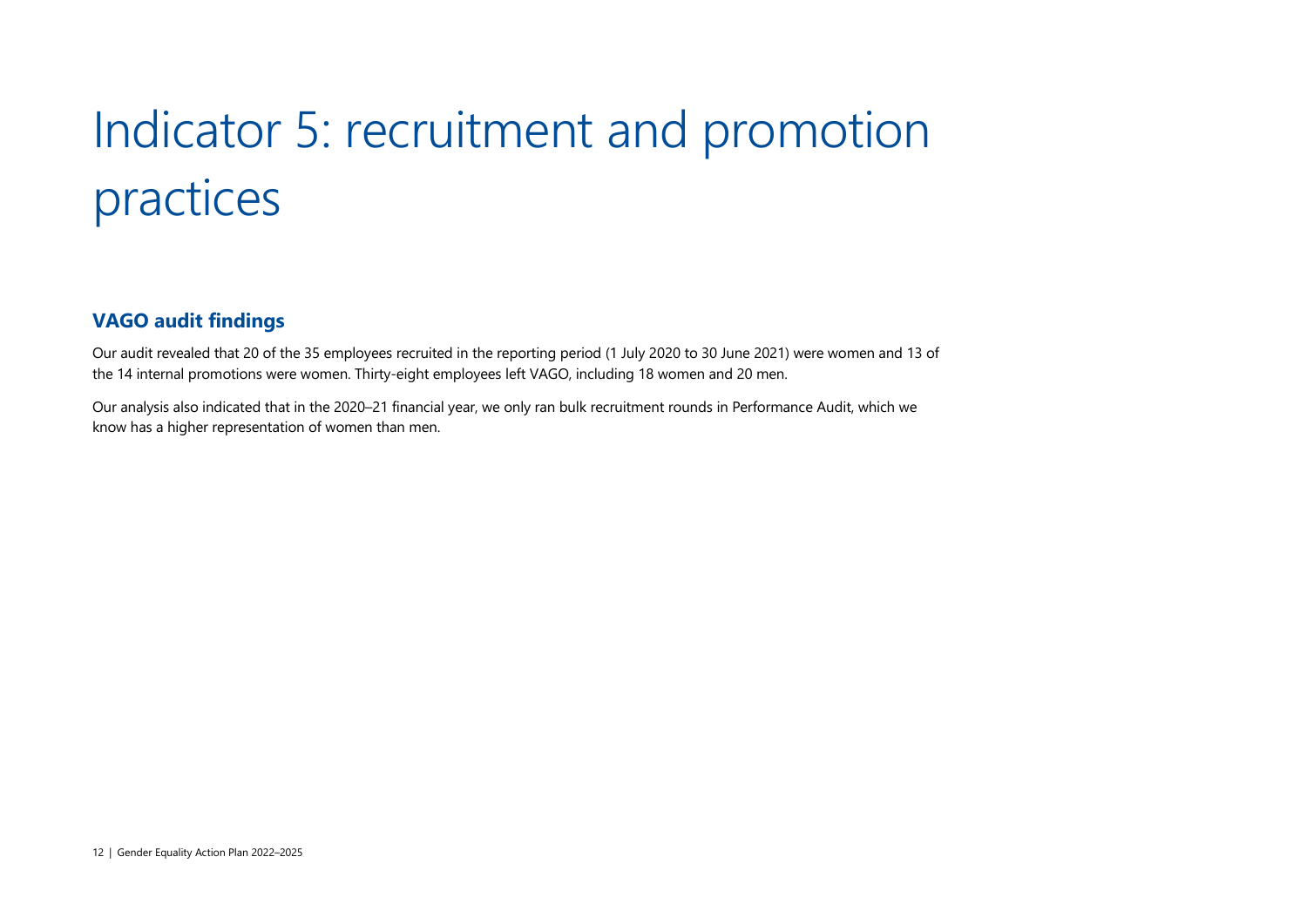# Indicator 5: recruitment and promotion practices

## VAGO audit findings

Our audit revealed that 20 of the 35 employees recruited in the reporting period (1 July 2020 to 30 June 2021) were women and 13 of the 14 internal promotions were women. Thirty-eight employees left VAGO, including 18 women and 20 men.

Our analysis also indicated that in the 2020–21 financial year, we only ran bulk recruitment rounds in Performance Audit, which we know has a higher representation of women than men.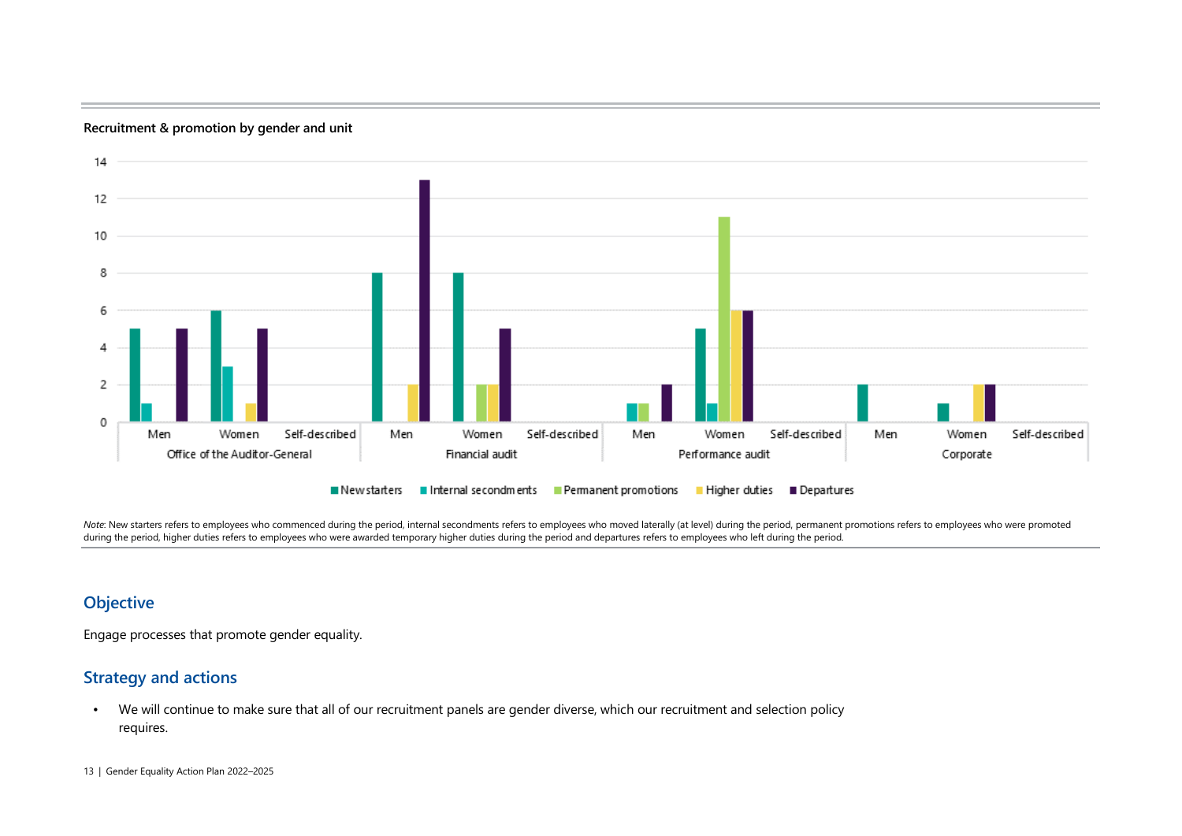**Recruitment & promotion by gender and unit**

| Unit | Gender | New starters | Internal secondments | Permanent promotions | Higher duties | Departures |
|---|---|---|---|---|---|---|
| Office of the Auditor-General | Men | 5 | 1 | | | 5 |
| | Women | 6 | 3 | | 1 | 5 |
| | Self-described | | | | | |
| Financial audit | Men | 8 | | | 2 | 13 |
| | Women | 8 | | 2 | 2 | 5 |
| | Self-described | | | | | |
| Performance audit | Men | | 1 | 1 | | 2 |
| | Women | 5 | 1 | 11 | 6 | 6 |
| | Self-described | | | | | |
| Corporate | Men | 2 | | | | |
| | Women | 1 | | | 2 | 2 |
| | Self-described | | | | | |

*Note*: New starters refers to employees who commenced during the period, internal secondments refers to employees who moved laterally (at level) during the period, permanent promotions refers to employees who were promoted during the period, higher duties refers to employees who were awarded temporary higher duties during the period and departures refers to employees who left during the period.

## Objective

Engage processes that promote gender equality.

## Strategy and actions

- We will continue to make sure that all of our recruitment panels are gender diverse, which our recruitment and selection policy requires.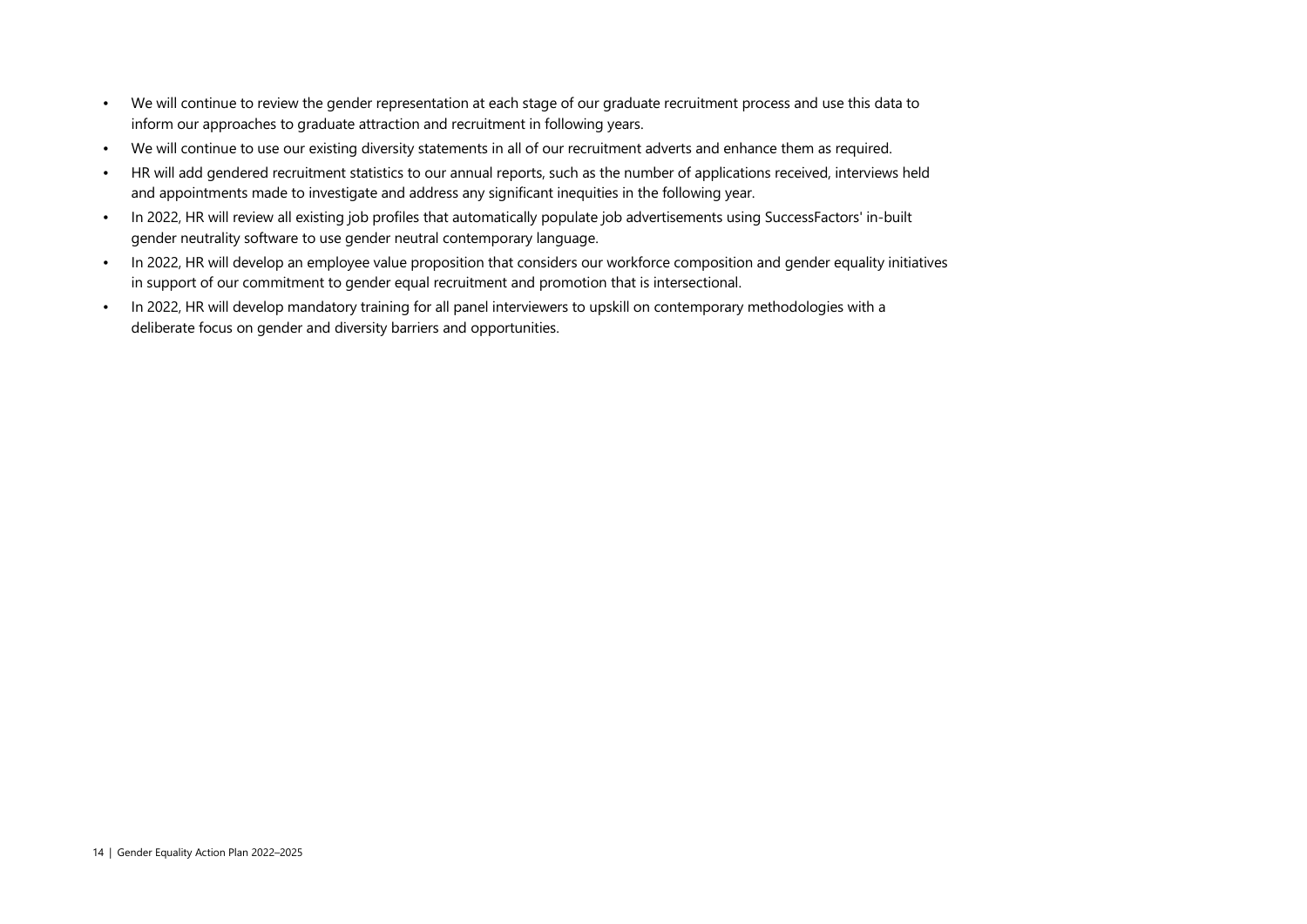- We will continue to review the gender representation at each stage of our graduate recruitment process and use this data to inform our approaches to graduate attraction and recruitment in following years.
- We will continue to use our existing diversity statements in all of our recruitment adverts and enhance them as required.
- HR will add gendered recruitment statistics to our annual reports, such as the number of applications received, interviews held and appointments made to investigate and address any significant inequities in the following year.
- In 2022, HR will review all existing job profiles that automatically populate job advertisements using SuccessFactors' in-built gender neutrality software to use gender neutral contemporary language.
- In 2022, HR will develop an employee value proposition that considers our workforce composition and gender equality initiatives in support of our commitment to gender equal recruitment and promotion that is intersectional.
- In 2022, HR will develop mandatory training for all panel interviewers to upskill on contemporary methodologies with a deliberate focus on gender and diversity barriers and opportunities.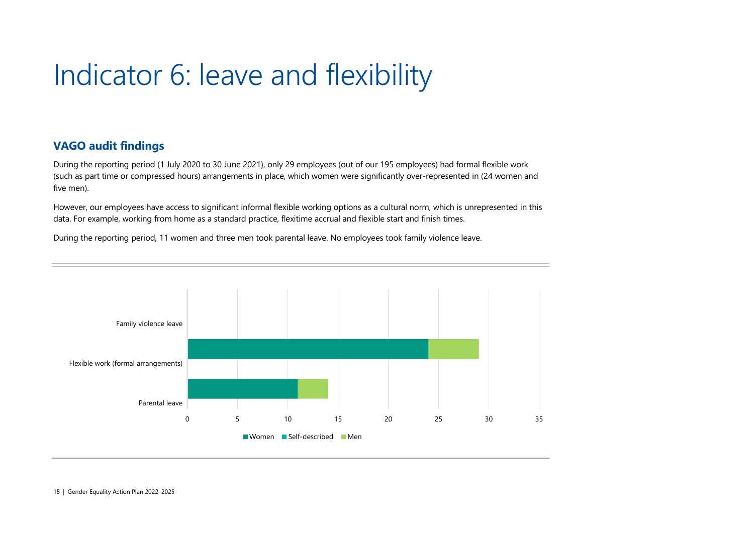# Indicator 6: leave and flexibility

## VAGO audit findings

During the reporting period (1 July 2020 to 30 June 2021), only 29 employees (out of our 195 employees) had formal flexible work (such as part time or compressed hours) arrangements in place, which women were significantly over-represented in (24 women and five men).

However, our employees have access to significant informal flexible working options as a cultural norm, which is unrepresented in this data. For example, working from home as a standard practice, flexitime accrual and flexible start and finish times.

During the reporting period, 11 women and three men took parental leave. No employees took family violence leave.

| | Women | Self-described | Men |
|---|---|---|---|
| Family violence leave | 0 | 0 | 0 |
| Flexible work (formal arrangements) | 24 | 0 | 5 |
| Parental leave | 11 | 0 | 3 |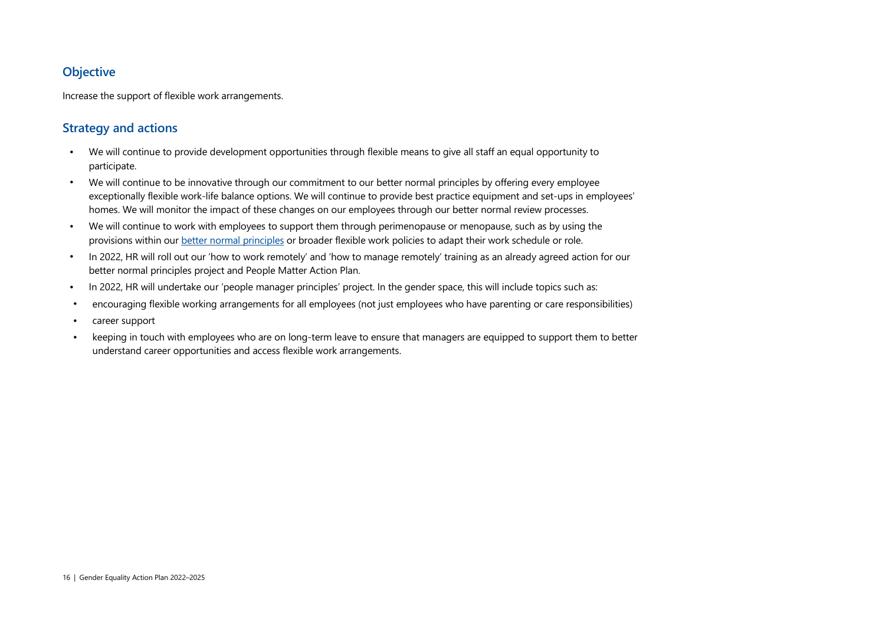## Objective

Increase the support of flexible work arrangements.

## Strategy and actions

- We will continue to provide development opportunities through flexible means to give all staff an equal opportunity to participate.
- We will continue to be innovative through our commitment to our better normal principles by offering every employee exceptionally flexible work-life balance options. We will continue to provide best practice equipment and set-ups in employees' homes. We will monitor the impact of these changes on our employees through our better normal review processes.
- We will continue to work with employees to support them through perimenopause or menopause, such as by using the provisions within our better normal principles or broader flexible work policies to adapt their work schedule or role.
- In 2022, HR will roll out our 'how to work remotely' and 'how to manage remotely' training as an already agreed action for our better normal principles project and People Matter Action Plan.
- In 2022, HR will undertake our 'people manager principles' project. In the gender space, this will include topics such as:
- encouraging flexible working arrangements for all employees (not just employees who have parenting or care responsibilities)
- career support
- keeping in touch with employees who are on long-term leave to ensure that managers are equipped to support them to better understand career opportunities and access flexible work arrangements.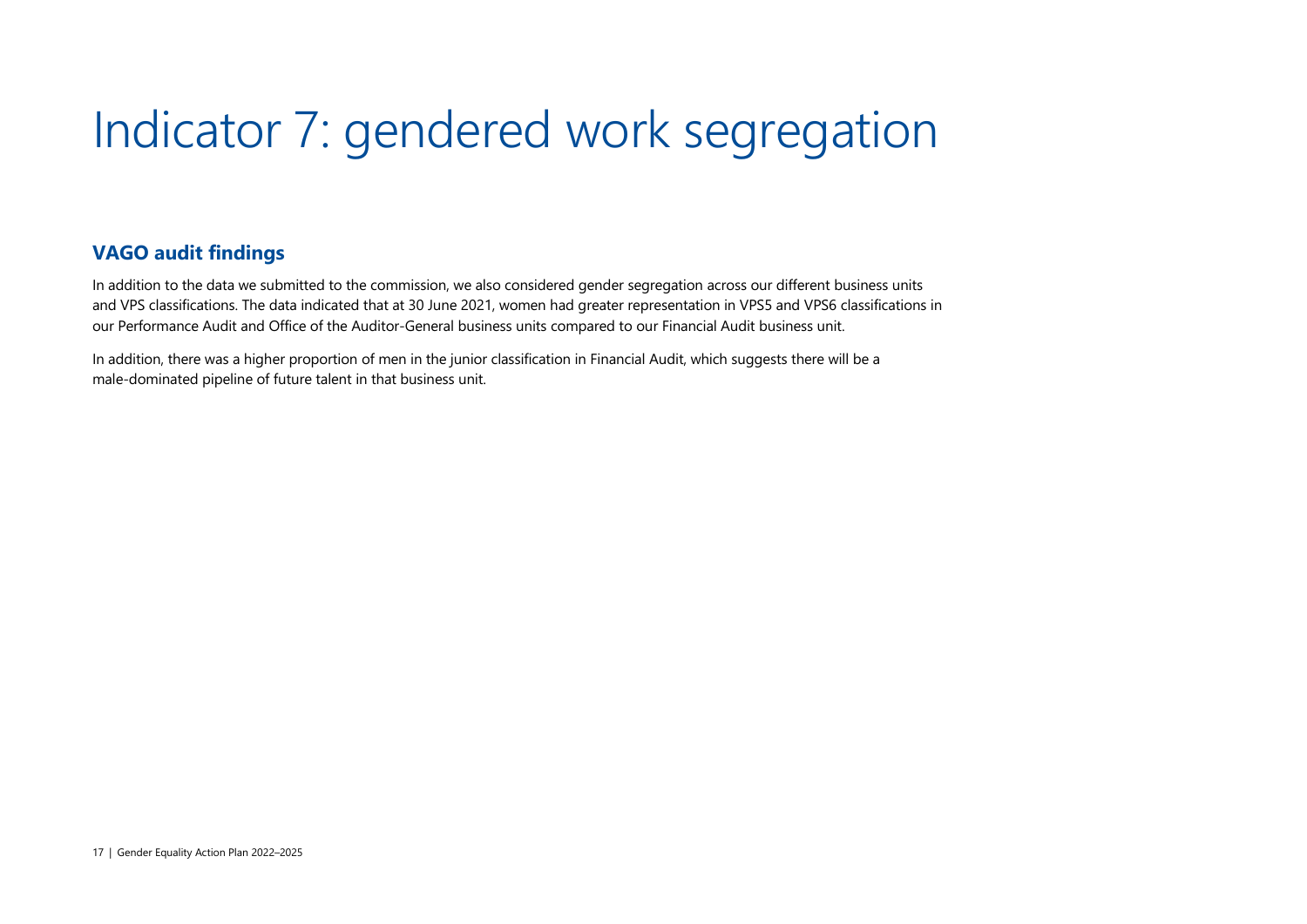# Indicator 7: gendered work segregation

## VAGO audit findings

In addition to the data we submitted to the commission, we also considered gender segregation across our different business units and VPS classifications. The data indicated that at 30 June 2021, women had greater representation in VPS5 and VPS6 classifications in our Performance Audit and Office of the Auditor-General business units compared to our Financial Audit business unit.

In addition, there was a higher proportion of men in the junior classification in Financial Audit, which suggests there will be a male-dominated pipeline of future talent in that business unit.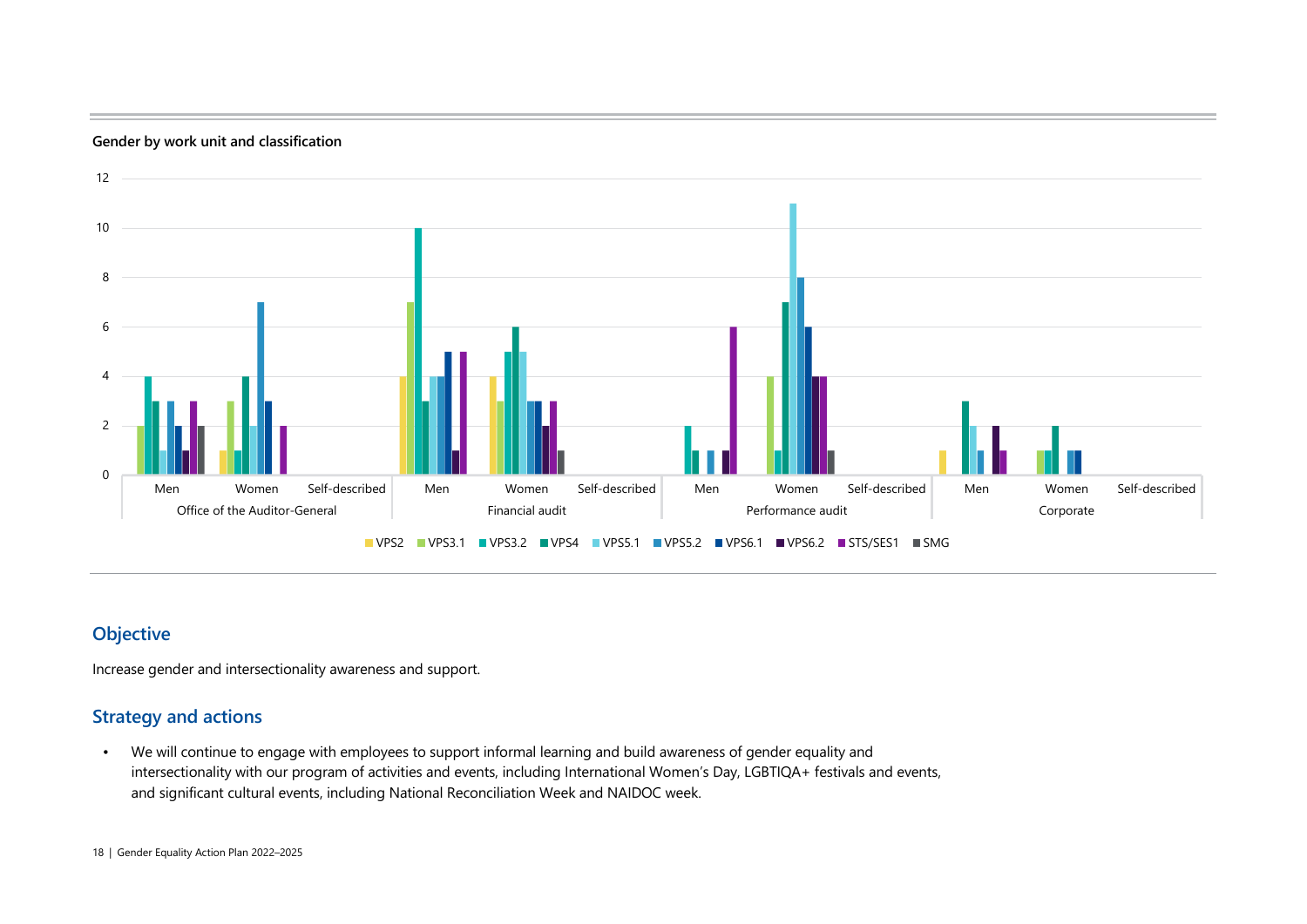**Gender by work unit and classification**

## Objective

Increase gender and intersectionality awareness and support.

## Strategy and actions

- We will continue to engage with employees to support informal learning and build awareness of gender equality and intersectionality with our program of activities and events, including International Women's Day, LGBTIQA+ festivals and events, and significant cultural events, including National Reconciliation Week and NAIDOC week.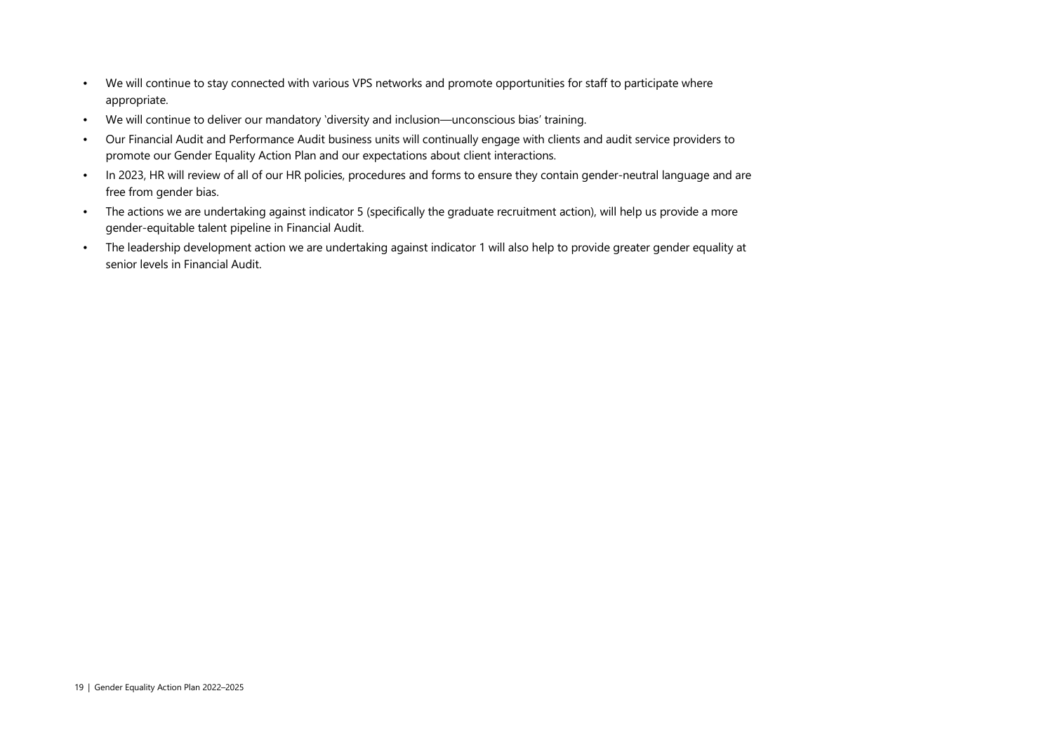- We will continue to stay connected with various VPS networks and promote opportunities for staff to participate where appropriate.
- We will continue to deliver our mandatory 'diversity and inclusion—unconscious bias' training.
- Our Financial Audit and Performance Audit business units will continually engage with clients and audit service providers to promote our Gender Equality Action Plan and our expectations about client interactions.
- In 2023, HR will review of all of our HR policies, procedures and forms to ensure they contain gender-neutral language and are free from gender bias.
- The actions we are undertaking against indicator 5 (specifically the graduate recruitment action), will help us provide a more gender-equitable talent pipeline in Financial Audit.
- The leadership development action we are undertaking against indicator 1 will also help to provide greater gender equality at senior levels in Financial Audit.